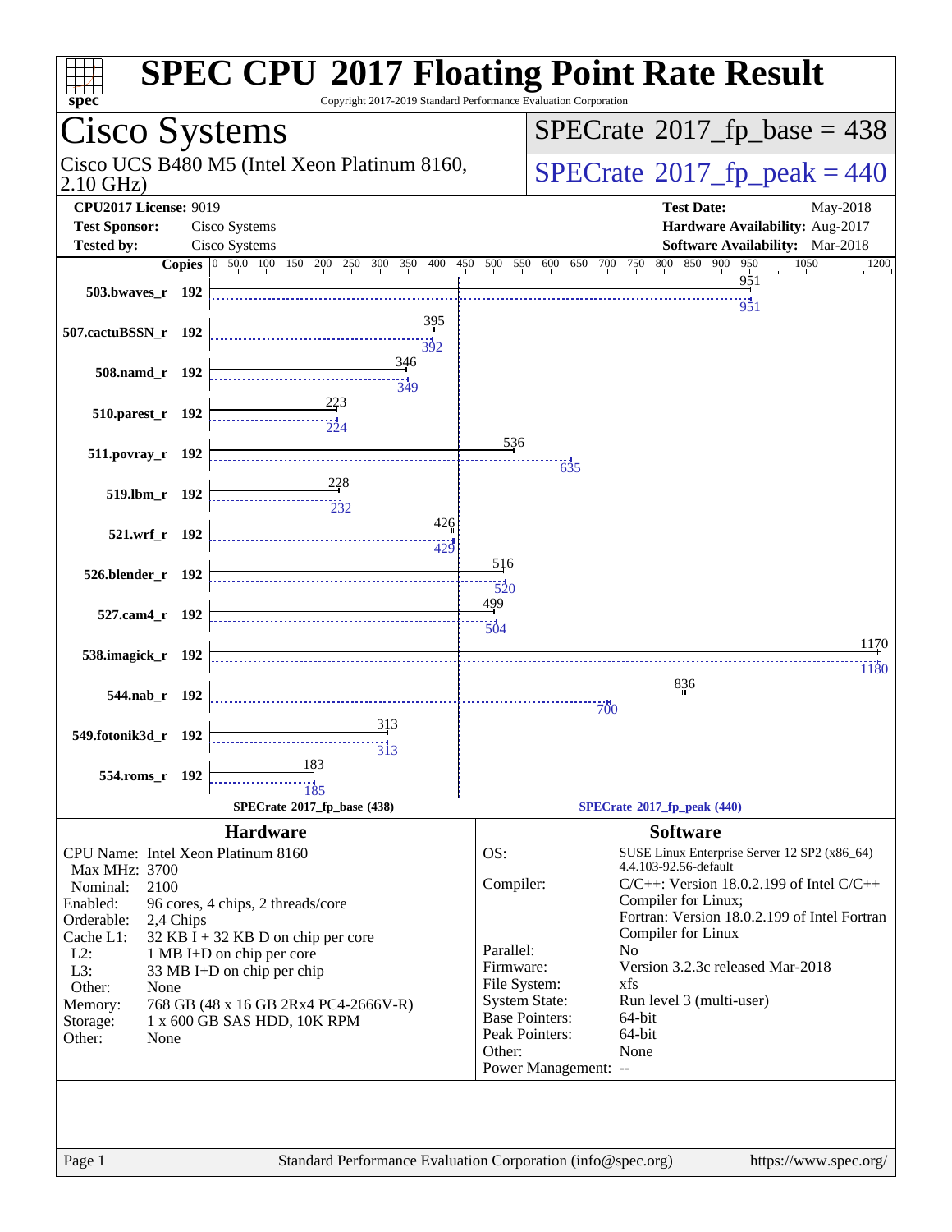# SPEC CPU 2017 Floating Point Rate Result

Copyright 2017-2019 Standard Performance Evaluation Corporation

## Cisco Systems

Cisco UCS B480 M5 (Intel Xeon Platinum 8160, 2.10 GHz)

**SPECrate 2017_fp_base = 438**

**SPECrate 2017_fp_peak = 440**

**CPU2017 License:** 9019
**Test Sponsor:** Cisco Systems
**Tested by:** Cisco Systems

**Test Date:** May-2018
**Hardware Availability:** Aug-2017
**Software Availability:** Mar-2018

| Benchmark | Copies | Base | Peak |
|---|---|---|---|
| 503.bwaves_r | 192 | 951 | 951 |
| 507.cactuBSSN_r | 192 | 395 | 392 |
| 508.namd_r | 192 | 346 | 349 |
| 510.parest_r | 192 | 223 | 224 |
| 511.povray_r | 192 | 536 | 635 |
| 519.lbm_r | 192 | 228 | 232 |
| 521.wrf_r | 192 | 426 | 429 |
| 526.blender_r | 192 | 516 | 520 |
| 527.cam4_r | 192 | 499 | 504 |
| 538.imagick_r | 192 | 1170 | 1180 |
| 544.nab_r | 192 | 836 | 700 |
| 549.fotonik3d_r | 192 | 313 | 313 |
| 554.roms_r | 192 | 183 | 185 |

SPECrate 2017_fp_base (438) — SPECrate 2017_fp_peak (440)

### Hardware

- CPU Name: Intel Xeon Platinum 8160
- Max MHz: 3700
- Nominal: 2100
- Enabled: 96 cores, 4 chips, 2 threads/core
- Orderable: 2,4 Chips
- Cache L1: 32 KB I + 32 KB D on chip per core
- L2: 1 MB I+D on chip per core
- L3: 33 MB I+D on chip per chip
- Other: None
- Memory: 768 GB (48 x 16 GB 2Rx4 PC4-2666V-R)
- Storage: 1 x 600 GB SAS HDD, 10K RPM
- Other: None

### Software

- OS: SUSE Linux Enterprise Server 12 SP2 (x86_64) 4.4.103-92.56-default
- Compiler: C/C++: Version 18.0.2.199 of Intel C/C++ Compiler for Linux; Fortran: Version 18.0.2.199 of Intel Fortran Compiler for Linux
- Parallel: No
- Firmware: Version 3.2.3c released Mar-2018
- File System: xfs
- System State: Run level 3 (multi-user)
- Base Pointers: 64-bit
- Peak Pointers: 64-bit
- Other: None
- Power Management: --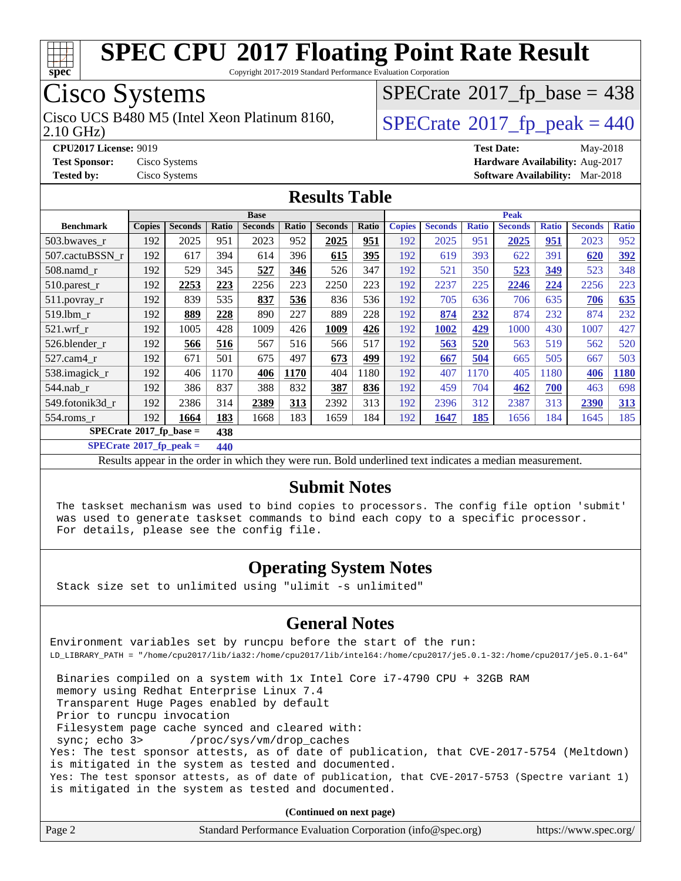# SPEC CPU 2017 Floating Point Rate Result

Copyright 2017-2019 Standard Performance Evaluation Corporation

## Cisco Systems

Cisco UCS B480 M5 (Intel Xeon Platinum 8160, 2.10 GHz)

SPECrate 2017_fp_base = 438

SPECrate 2017_fp_peak = 440

**CPU2017 License:** 9019
**Test Sponsor:** Cisco Systems
**Tested by:** Cisco Systems

**Test Date:** May-2018
**Hardware Availability:** Aug-2017
**Software Availability:** Mar-2018

## Results Table

| Benchmark | Base | | | | | | | Peak | | | | | | |
|---|---|---|---|---|---|---|---|---|---|---|---|---|---|---|
| | Copies | Seconds | Ratio | Seconds | Ratio | Seconds | Ratio | Copies | Seconds | Ratio | Seconds | Ratio | Seconds | Ratio |
| 503.bwaves_r | 192 | 2025 | 951 | 2023 | 952 | **2025** | **951** | 192 | 2025 | 951 | **2025** | **951** | 2023 | 952 |
| 507.cactuBSSN_r | 192 | 617 | 394 | 614 | 396 | **615** | **395** | 192 | 619 | 393 | 622 | 391 | **620** | **392** |
| 508.namd_r | 192 | 529 | 345 | **527** | **346** | 526 | 347 | 192 | 521 | 350 | **523** | **349** | 523 | 348 |
| 510.parest_r | 192 | **2253** | **223** | 2256 | 223 | 2250 | 223 | 192 | 2237 | 225 | **2246** | **224** | 2256 | 223 |
| 511.povray_r | 192 | 839 | 535 | **837** | **536** | 836 | 536 | 192 | 705 | 636 | 706 | 635 | **706** | **635** |
| 519.lbm_r | 192 | **889** | **228** | 890 | 227 | 889 | 228 | 192 | **874** | **232** | 874 | 232 | 874 | 232 |
| 521.wrf_r | 192 | 1005 | 428 | 1009 | 426 | **1009** | **426** | 192 | **1002** | **429** | 1000 | 430 | 1007 | 427 |
| 526.blender_r | 192 | **566** | **516** | 567 | 516 | 566 | 517 | 192 | **563** | **520** | 563 | 519 | 562 | 520 |
| 527.cam4_r | 192 | 671 | 501 | 675 | 497 | **673** | **499** | 192 | **667** | **504** | 665 | 505 | 667 | 503 |
| 538.imagick_r | 192 | 406 | 1170 | **406** | **1170** | 404 | 1180 | 192 | 407 | 1170 | 405 | 1180 | **406** | **1180** |
| 544.nab_r | 192 | 386 | 837 | 388 | 832 | **387** | **836** | 192 | 459 | 704 | **462** | **700** | 463 | 698 |
| 549.fotonik3d_r | 192 | 2386 | 314 | **2389** | **313** | 2392 | 313 | 192 | 2396 | 312 | 2387 | 313 | **2390** | **313** |
| 554.roms_r | 192 | **1664** | **183** | 1668 | 183 | 1659 | 184 | 192 | **1647** | **185** | 1656 | 184 | 1645 | 185 |

**SPECrate 2017_fp_base = 438**

**SPECrate 2017_fp_peak = 440**

Results appear in the order in which they were run. Bold underlined text indicates a median measurement.

## Submit Notes

```
The taskset mechanism was used to bind copies to processors. The config file option 'submit'
was used to generate taskset commands to bind each copy to a specific processor.
For details, please see the config file.
```

## Operating System Notes

```
Stack size set to unlimited using "ulimit -s unlimited"
```

## General Notes

```
Environment variables set by runcpu before the start of the run:
LD_LIBRARY_PATH = "/home/cpu2017/lib/ia32:/home/cpu2017/lib/intel64:/home/cpu2017/je5.0.1-32:/home/cpu2017/je5.0.1-64"

 Binaries compiled on a system with 1x Intel Core i7-4790 CPU + 32GB RAM
 memory using Redhat Enterprise Linux 7.4
 Transparent Huge Pages enabled by default
 Prior to runcpu invocation
 Filesystem page cache synced and cleared with:
 sync; echo 3>       /proc/sys/vm/drop_caches
Yes: The test sponsor attests, as of date of publication, that CVE-2017-5754 (Meltdown)
is mitigated in the system as tested and documented.
Yes: The test sponsor attests, as of date of publication, that CVE-2017-5753 (Spectre variant 1)
is mitigated in the system as tested and documented.
```

**(Continued on next page)**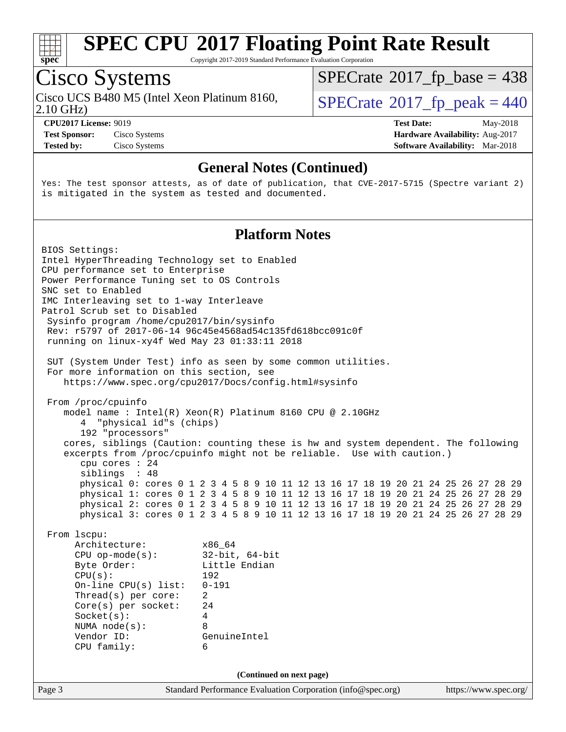## General Notes (Continued)

```
Yes: The test sponsor attests, as of date of publication, that CVE-2017-5715 (Spectre variant 2)
is mitigated in the system as tested and documented.
```

## Platform Notes

```
BIOS Settings:
Intel HyperThreading Technology set to Enabled
CPU performance set to Enterprise
Power Performance Tuning set to OS Controls
SNC set to Enabled
IMC Interleaving set to 1-way Interleave
Patrol Scrub set to Disabled
 Sysinfo program /home/cpu2017/bin/sysinfo
 Rev: r5797 of 2017-06-14 96c45e4568ad54c135fd618bcc091c0f
 running on linux-xy4f Wed May 23 01:33:11 2018

 SUT (System Under Test) info as seen by some common utilities.
 For more information on this section, see
    https://www.spec.org/cpu2017/Docs/config.html#sysinfo

 From /proc/cpuinfo
    model name : Intel(R) Xeon(R) Platinum 8160 CPU @ 2.10GHz
       4  "physical id"s (chips)
       192 "processors"
    cores, siblings (Caution: counting these is hw and system dependent. The following
    excerpts from /proc/cpuinfo might not be reliable.  Use with caution.)
       cpu cores : 24
       siblings  : 48
       physical 0: cores 0 1 2 3 4 5 8 9 10 11 12 13 16 17 18 19 20 21 24 25 26 27 28 29
       physical 1: cores 0 1 2 3 4 5 8 9 10 11 12 13 16 17 18 19 20 21 24 25 26 27 28 29
       physical 2: cores 0 1 2 3 4 5 8 9 10 11 12 13 16 17 18 19 20 21 24 25 26 27 28 29
       physical 3: cores 0 1 2 3 4 5 8 9 10 11 12 13 16 17 18 19 20 21 24 25 26 27 28 29

 From lscpu:
      Architecture:          x86_64
      CPU op-mode(s):        32-bit, 64-bit
      Byte Order:            Little Endian
      CPU(s):                192
      On-line CPU(s) list:   0-191
      Thread(s) per core:    2
      Core(s) per socket:    24
      Socket(s):             4
      NUMA node(s):          8
      Vendor ID:             GenuineIntel
      CPU family:            6
```

(Continued on next page)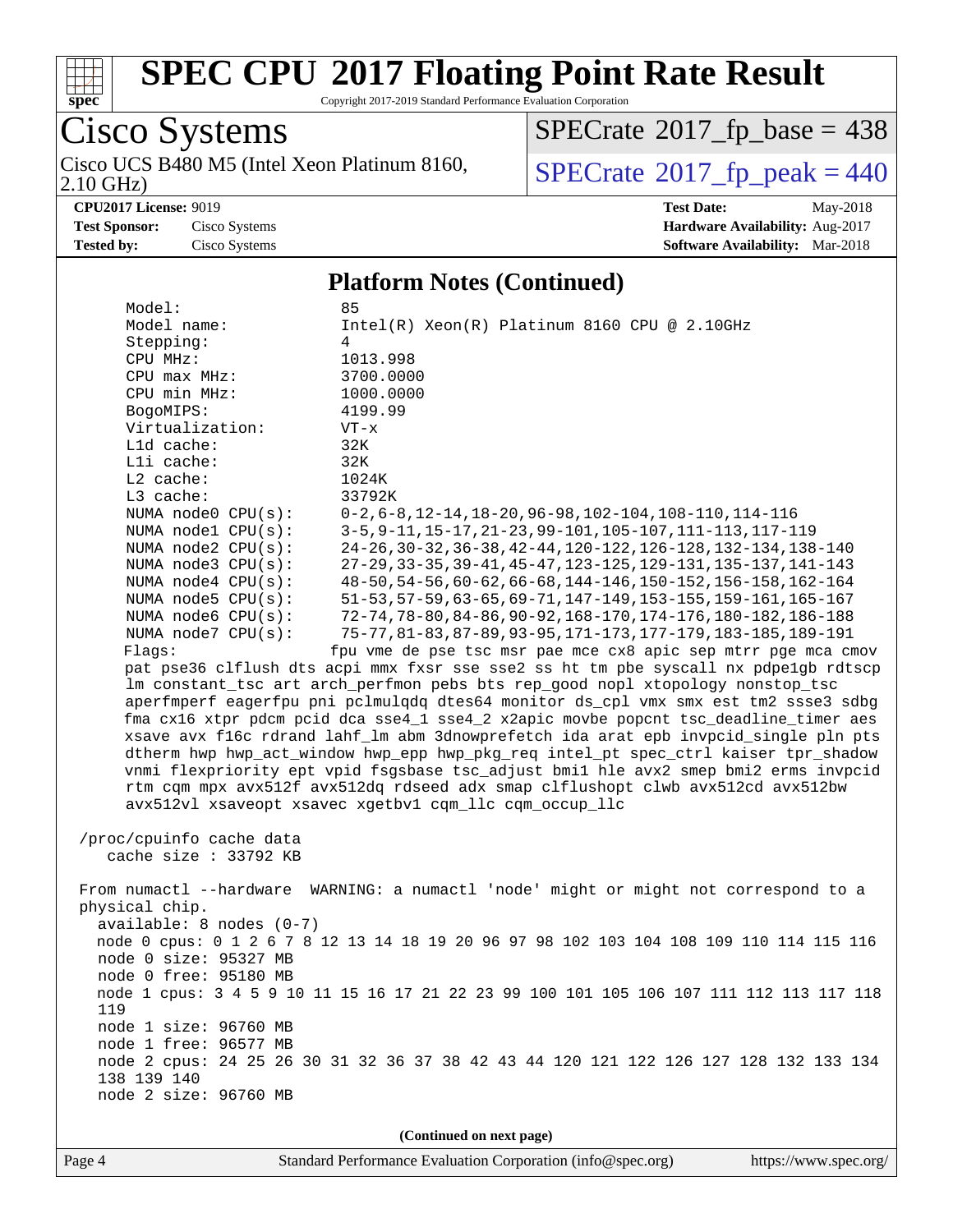# SPEC CPU 2017 Floating Point Rate Result

Copyright 2017-2019 Standard Performance Evaluation Corporation

**Cisco Systems**

Cisco UCS B480 M5 (Intel Xeon Platinum 8160, 2.10 GHz)

SPECrate 2017_fp_base = 438

SPECrate 2017_fp_peak = 440

**CPU2017 License:** 9019
**Test Sponsor:** Cisco Systems
**Tested by:** Cisco Systems

**Test Date:** May-2018
**Hardware Availability:** Aug-2017
**Software Availability:** Mar-2018

## Platform Notes (Continued)

```
     Model:                 85
     Model name:            Intel(R) Xeon(R) Platinum 8160 CPU @ 2.10GHz
     Stepping:              4
     CPU MHz:               1013.998
     CPU max MHz:           3700.0000
     CPU min MHz:           1000.0000
     BogoMIPS:              4199.99
     Virtualization:        VT-x
     L1d cache:             32K
     L1i cache:             32K
     L2 cache:              1024K
     L3 cache:              33792K
     NUMA node0 CPU(s):     0-2,6-8,12-14,18-20,96-98,102-104,108-110,114-116
     NUMA node1 CPU(s):     3-5,9-11,15-17,21-23,99-101,105-107,111-113,117-119
     NUMA node2 CPU(s):     24-26,30-32,36-38,42-44,120-122,126-128,132-134,138-140
     NUMA node3 CPU(s):     27-29,33-35,39-41,45-47,123-125,129-131,135-137,141-143
     NUMA node4 CPU(s):     48-50,54-56,60-62,66-68,144-146,150-152,156-158,162-164
     NUMA node5 CPU(s):     51-53,57-59,63-65,69-71,147-149,153-155,159-161,165-167
     NUMA node6 CPU(s):     72-74,78-80,84-86,90-92,168-170,174-176,180-182,186-188
     NUMA node7 CPU(s):     75-77,81-83,87-89,93-95,171-173,177-179,183-185,189-191
     Flags:                 fpu vme de pse tsc msr pae mce cx8 apic sep mtrr pge mca cmov
     pat pse36 clflush dts acpi mmx fxsr sse sse2 ss ht tm pbe syscall nx pdpe1gb rdtscp
     lm constant_tsc art arch_perfmon pebs bts rep_good nopl xtopology nonstop_tsc
     aperfmperf eagerfpu pni pclmulqdq dtes64 monitor ds_cpl vmx smx est tm2 ssse3 sdbg
     fma cx16 xtpr pdcm pcid dca sse4_1 sse4_2 x2apic movbe popcnt tsc_deadline_timer aes
     xsave avx f16c rdrand lahf_lm abm 3dnowprefetch ida arat epb invpcid_single pln pts
     dtherm hwp hwp_act_window hwp_epp hwp_pkg_req intel_pt spec_ctrl kaiser tpr_shadow
     vnmi flexpriority ept vpid fsgsbase tsc_adjust bmi1 hle avx2 smep bmi2 erms invpcid
     rtm cqm mpx avx512f avx512dq rdseed adx smap clflushopt clwb avx512cd avx512bw
     avx512vl xsaveopt xsavec xgetbv1 cqm_llc cqm_occup_llc

 /proc/cpuinfo cache data
    cache size : 33792 KB

 From numactl --hardware  WARNING: a numactl 'node' might or might not correspond to a
 physical chip.
   available: 8 nodes (0-7)
   node 0 cpus: 0 1 2 6 7 8 12 13 14 18 19 20 96 97 98 102 103 104 108 109 110 114 115 116
   node 0 size: 95327 MB
   node 0 free: 95180 MB
   node 1 cpus: 3 4 5 9 10 11 15 16 17 21 22 23 99 100 101 105 106 107 111 112 113 117 118
   119
   node 1 size: 96760 MB
   node 1 free: 96577 MB
   node 2 cpus: 24 25 26 30 31 32 36 37 38 42 43 44 120 121 122 126 127 128 132 133 134
   138 139 140
   node 2 size: 96760 MB
```

(Continued on next page)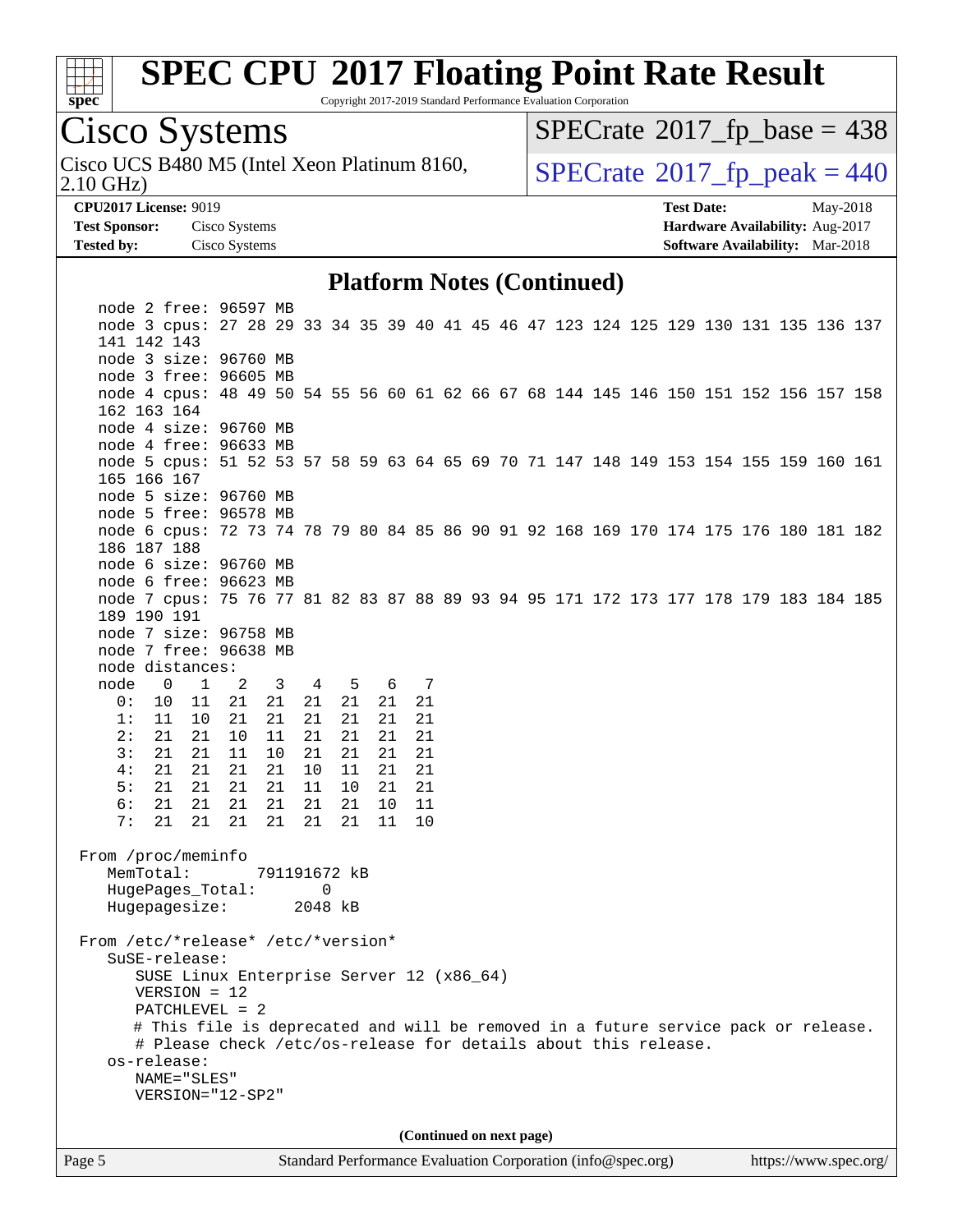# SPEC CPU 2017 Floating Point Rate Result

Copyright 2017-2019 Standard Performance Evaluation Corporation

## Cisco Systems

Cisco UCS B480 M5 (Intel Xeon Platinum 8160, 2.10 GHz)

SPECrate 2017_fp_base = 438

SPECrate 2017_fp_peak = 440

**CPU2017 License:** 9019
**Test Sponsor:** Cisco Systems
**Tested by:** Cisco Systems

**Test Date:** May-2018
**Hardware Availability:** Aug-2017
**Software Availability:** Mar-2018

### Platform Notes (Continued)

```
    node 2 free: 96597 MB
    node 3 cpus: 27 28 29 33 34 35 39 40 41 45 46 47 123 124 125 129 130 131 135 136 137
    141 142 143
    node 3 size: 96760 MB
    node 3 free: 96605 MB
    node 4 cpus: 48 49 50 54 55 56 60 61 62 66 67 68 144 145 146 150 151 152 156 157 158
    162 163 164
    node 4 size: 96760 MB
    node 4 free: 96633 MB
    node 5 cpus: 51 52 53 57 58 59 63 64 65 69 70 71 147 148 149 153 154 155 159 160 161
    165 166 167
    node 5 size: 96760 MB
    node 5 free: 96578 MB
    node 6 cpus: 72 73 74 78 79 80 84 85 86 90 91 92 168 169 170 174 175 176 180 181 182
    186 187 188
    node 6 size: 96760 MB
    node 6 free: 96623 MB
    node 7 cpus: 75 76 77 81 82 83 87 88 89 93 94 95 171 172 173 177 178 179 183 184 185
    189 190 191
    node 7 size: 96758 MB
    node 7 free: 96638 MB
    node distances:
    node   0   1   2   3   4   5   6   7
      0:  10  11  21  21  21  21  21  21
      1:  11  10  21  21  21  21  21  21
      2:  21  21  10  11  21  21  21  21
      3:  21  21  11  10  21  21  21  21
      4:  21  21  21  21  10  11  21  21
      5:  21  21  21  21  11  10  21  21
      6:  21  21  21  21  21  21  10  11
      7:  21  21  21  21  21  21  11  10

 From /proc/meminfo
    MemTotal:       791191672 kB
    HugePages_Total:       0
    Hugepagesize:       2048 kB

 From /etc/*release* /etc/*version*
    SuSE-release:
       SUSE Linux Enterprise Server 12 (x86_64)
       VERSION = 12
       PATCHLEVEL = 2
       # This file is deprecated and will be removed in a future service pack or release.
       # Please check /etc/os-release for details about this release.
    os-release:
       NAME="SLES"
       VERSION="12-SP2"
```

**(Continued on next page)**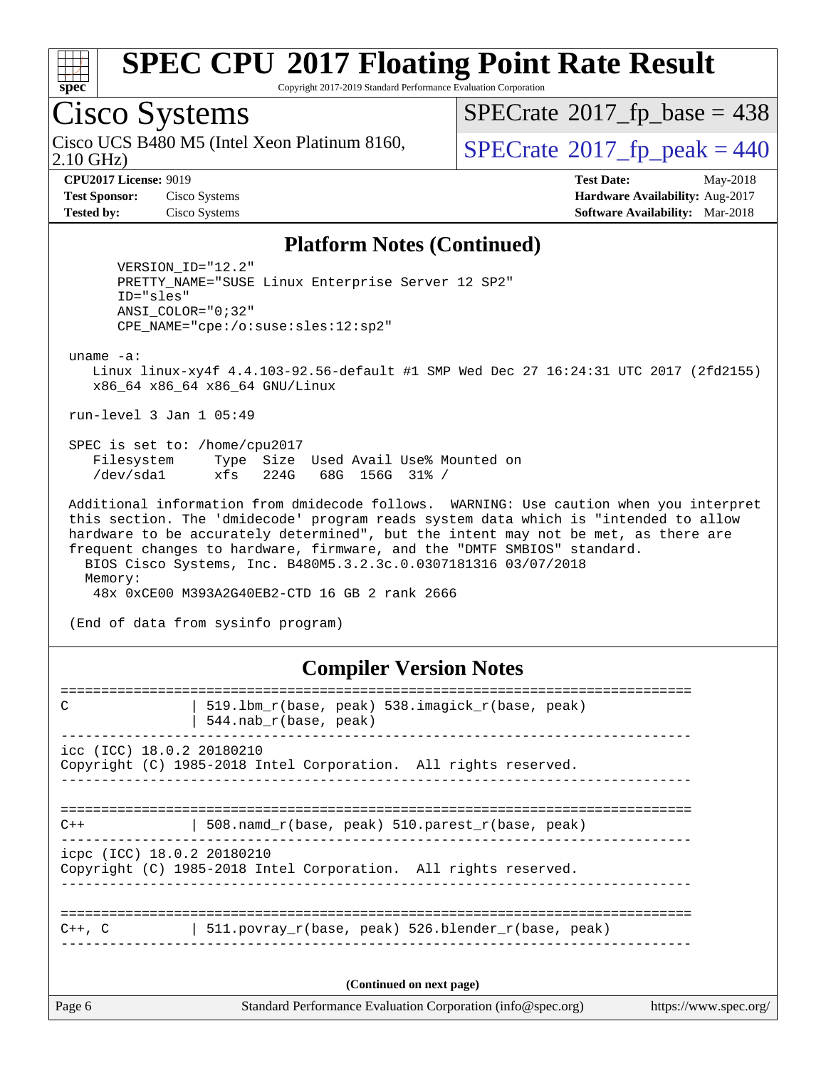# SPEC CPU 2017 Floating Point Rate Result

Copyright 2017-2019 Standard Performance Evaluation Corporation

## Cisco Systems

Cisco UCS B480 M5 (Intel Xeon Platinum 8160, 2.10 GHz)

SPECrate 2017_fp_base = 438

SPECrate 2017_fp_peak = 440

**CPU2017 License:** 9019
**Test Sponsor:** Cisco Systems
**Tested by:** Cisco Systems

**Test Date:** May-2018
**Hardware Availability:** Aug-2017
**Software Availability:** Mar-2018

### Platform Notes (Continued)

```
      VERSION_ID="12.2"
      PRETTY_NAME="SUSE Linux Enterprise Server 12 SP2"
      ID="sles"
      ANSI_COLOR="0;32"
      CPE_NAME="cpe:/o:suse:sles:12:sp2"

 uname -a:
    Linux linux-xy4f 4.4.103-92.56-default #1 SMP Wed Dec 27 16:24:31 UTC 2017 (2fd2155)
    x86_64 x86_64 x86_64 GNU/Linux

 run-level 3 Jan 1 05:49

 SPEC is set to: /home/cpu2017
    Filesystem     Type  Size  Used Avail Use% Mounted on
    /dev/sda1      xfs   224G   68G  156G  31% /

 Additional information from dmidecode follows.  WARNING: Use caution when you interpret
 this section. The 'dmidecode' program reads system data which is "intended to allow
 hardware to be accurately determined", but the intent may not be met, as there are
 frequent changes to hardware, firmware, and the "DMTF SMBIOS" standard.
   BIOS Cisco Systems, Inc. B480M5.3.2.3c.0.0307181316 03/07/2018
   Memory:
    48x 0xCE00 M393A2G40EB2-CTD 16 GB 2 rank 2666

 (End of data from sysinfo program)
```

### Compiler Version Notes

```
==============================================================================
C               | 519.lbm_r(base, peak) 538.imagick_r(base, peak)
                | 544.nab_r(base, peak)
------------------------------------------------------------------------------
icc (ICC) 18.0.2 20180210
Copyright (C) 1985-2018 Intel Corporation.  All rights reserved.
------------------------------------------------------------------------------

==============================================================================
C++             | 508.namd_r(base, peak) 510.parest_r(base, peak)
------------------------------------------------------------------------------
icpc (ICC) 18.0.2 20180210
Copyright (C) 1985-2018 Intel Corporation.  All rights reserved.
------------------------------------------------------------------------------

==============================================================================
C++, C          | 511.povray_r(base, peak) 526.blender_r(base, peak)
------------------------------------------------------------------------------
```

(Continued on next page)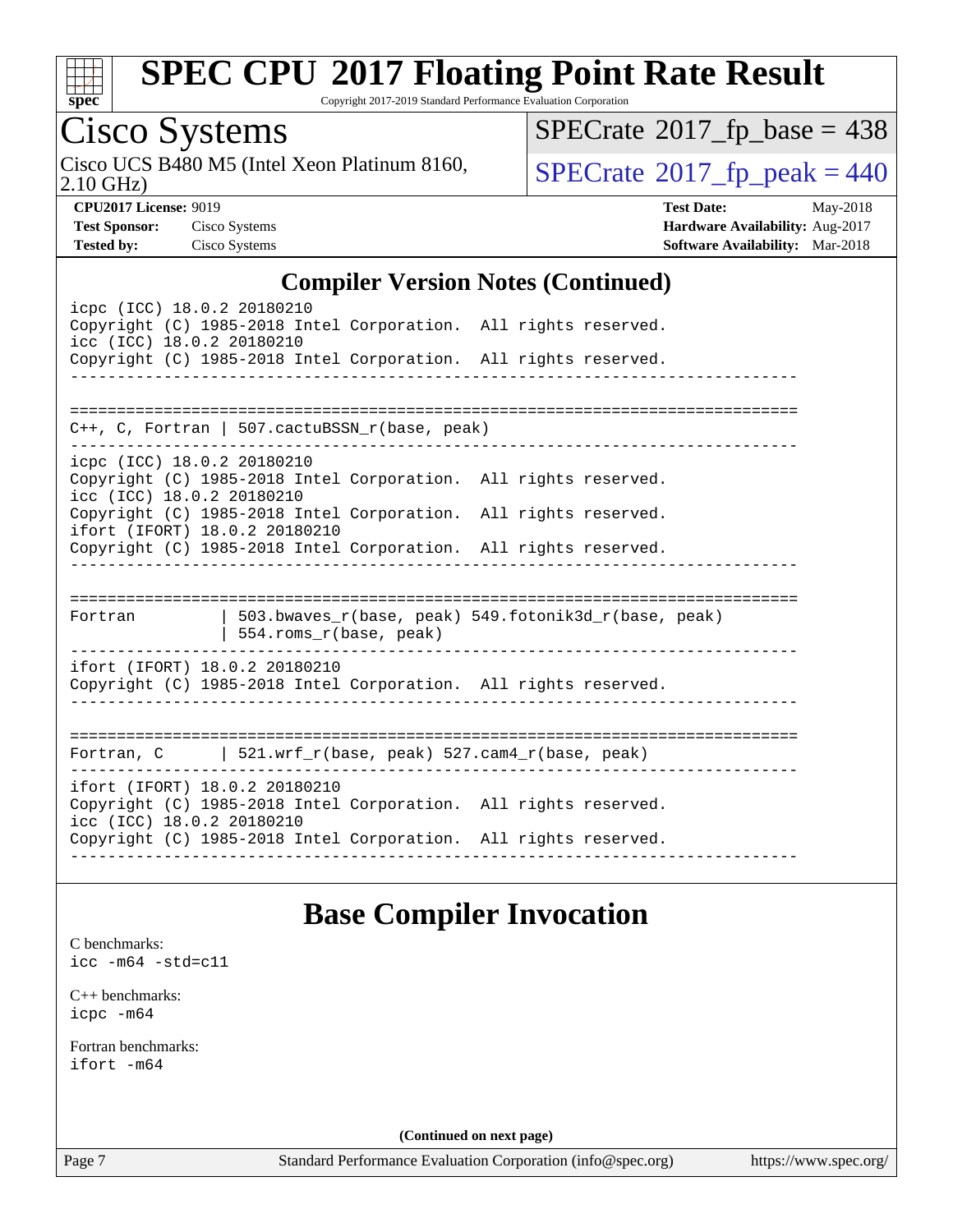## Compiler Version Notes (Continued)

```
icpc (ICC) 18.0.2 20180210
Copyright (C) 1985-2018 Intel Corporation.  All rights reserved.
icc (ICC) 18.0.2 20180210
Copyright (C) 1985-2018 Intel Corporation.  All rights reserved.
------------------------------------------------------------------------------

==============================================================================
C++, C, Fortran | 507.cactuBSSN_r(base, peak)
------------------------------------------------------------------------------
icpc (ICC) 18.0.2 20180210
Copyright (C) 1985-2018 Intel Corporation.  All rights reserved.
icc (ICC) 18.0.2 20180210
Copyright (C) 1985-2018 Intel Corporation.  All rights reserved.
ifort (IFORT) 18.0.2 20180210
Copyright (C) 1985-2018 Intel Corporation.  All rights reserved.
------------------------------------------------------------------------------

==============================================================================
Fortran         | 503.bwaves_r(base, peak) 549.fotonik3d_r(base, peak)
                | 554.roms_r(base, peak)
------------------------------------------------------------------------------
ifort (IFORT) 18.0.2 20180210
Copyright (C) 1985-2018 Intel Corporation.  All rights reserved.
------------------------------------------------------------------------------

==============================================================================
Fortran, C      | 521.wrf_r(base, peak) 527.cam4_r(base, peak)
------------------------------------------------------------------------------
ifort (IFORT) 18.0.2 20180210
Copyright (C) 1985-2018 Intel Corporation.  All rights reserved.
icc (ICC) 18.0.2 20180210
Copyright (C) 1985-2018 Intel Corporation.  All rights reserved.
------------------------------------------------------------------------------
```

## Base Compiler Invocation

C benchmarks:
`icc -m64 -std=c11`

C++ benchmarks:
`icpc -m64`

Fortran benchmarks:
`ifort -m64`

**(Continued on next page)**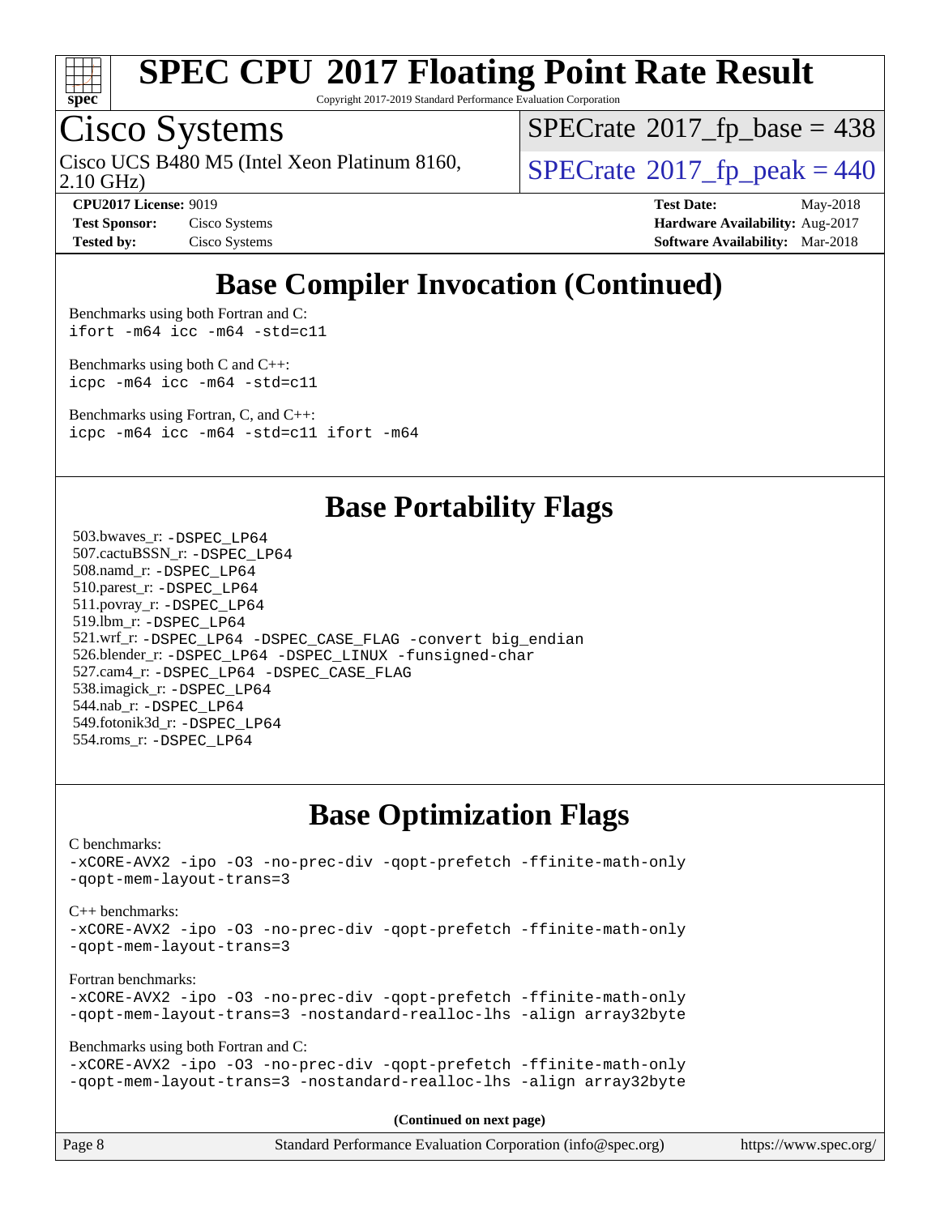# SPEC CPU 2017 Floating Point Rate Result

Copyright 2017-2019 Standard Performance Evaluation Corporation

## Cisco Systems

Cisco UCS B480 M5 (Intel Xeon Platinum 8160, 2.10 GHz)

SPECrate 2017_fp_base = 438

SPECrate 2017_fp_peak = 440

**CPU2017 License:** 9019
**Test Sponsor:** Cisco Systems
**Tested by:** Cisco Systems

**Test Date:** May-2018
**Hardware Availability:** Aug-2017
**Software Availability:** Mar-2018

## Base Compiler Invocation (Continued)

Benchmarks using both Fortran and C:
```
ifort -m64 icc -m64 -std=c11
```

Benchmarks using both C and C++:
```
icpc -m64 icc -m64 -std=c11
```

Benchmarks using Fortran, C, and C++:
```
icpc -m64 icc -m64 -std=c11 ifort -m64
```

## Base Portability Flags

503.bwaves_r: -DSPEC_LP64
507.cactuBSSN_r: -DSPEC_LP64
508.namd_r: -DSPEC_LP64
510.parest_r: -DSPEC_LP64
511.povray_r: -DSPEC_LP64
519.lbm_r: -DSPEC_LP64
521.wrf_r: -DSPEC_LP64 -DSPEC_CASE_FLAG -convert big_endian
526.blender_r: -DSPEC_LP64 -DSPEC_LINUX -funsigned-char
527.cam4_r: -DSPEC_LP64 -DSPEC_CASE_FLAG
538.imagick_r: -DSPEC_LP64
544.nab_r: -DSPEC_LP64
549.fotonik3d_r: -DSPEC_LP64
554.roms_r: -DSPEC_LP64

## Base Optimization Flags

C benchmarks:
```
-xCORE-AVX2 -ipo -O3 -no-prec-div -qopt-prefetch -ffinite-math-only
-qopt-mem-layout-trans=3
```

C++ benchmarks:
```
-xCORE-AVX2 -ipo -O3 -no-prec-div -qopt-prefetch -ffinite-math-only
-qopt-mem-layout-trans=3
```

Fortran benchmarks:
```
-xCORE-AVX2 -ipo -O3 -no-prec-div -qopt-prefetch -ffinite-math-only
-qopt-mem-layout-trans=3 -nostandard-realloc-lhs -align array32byte
```

Benchmarks using both Fortran and C:
```
-xCORE-AVX2 -ipo -O3 -no-prec-div -qopt-prefetch -ffinite-math-only
-qopt-mem-layout-trans=3 -nostandard-realloc-lhs -align array32byte
```

**(Continued on next page)**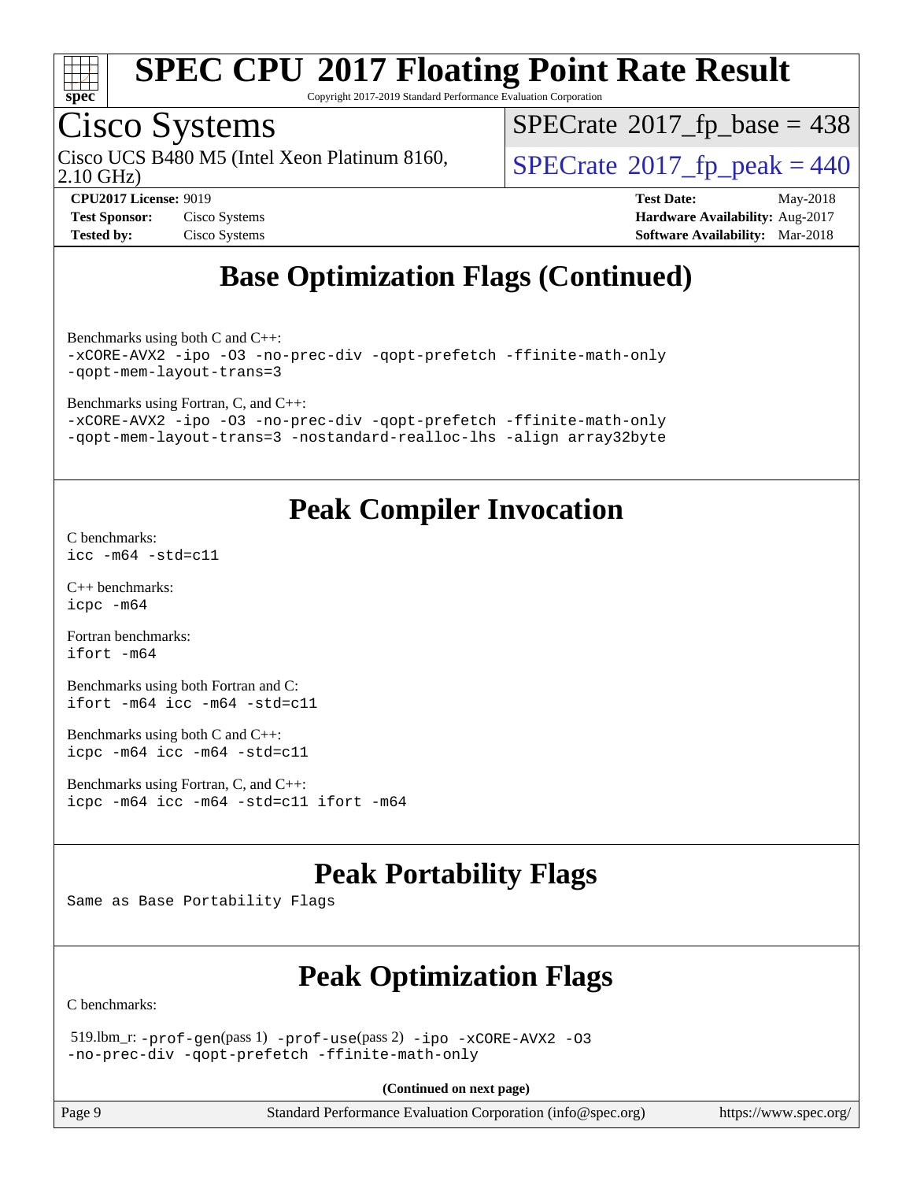# SPEC CPU 2017 Floating Point Rate Result

Copyright 2017-2019 Standard Performance Evaluation Corporation

## Cisco Systems

Cisco UCS B480 M5 (Intel Xeon Platinum 8160, 2.10 GHz)

SPECrate 2017_fp_base = 438

SPECrate 2017_fp_peak = 440

**CPU2017 License:** 9019
**Test Sponsor:** Cisco Systems
**Tested by:** Cisco Systems

**Test Date:** May-2018
**Hardware Availability:** Aug-2017
**Software Availability:** Mar-2018

## Base Optimization Flags (Continued)

Benchmarks using both C and C++:
```
-xCORE-AVX2 -ipo -O3 -no-prec-div -qopt-prefetch -ffinite-math-only
-qopt-mem-layout-trans=3
```

Benchmarks using Fortran, C, and C++:
```
-xCORE-AVX2 -ipo -O3 -no-prec-div -qopt-prefetch -ffinite-math-only
-qopt-mem-layout-trans=3 -nostandard-realloc-lhs -align array32byte
```

## Peak Compiler Invocation

C benchmarks:
```
icc -m64 -std=c11
```

C++ benchmarks:
```
icpc -m64
```

Fortran benchmarks:
```
ifort -m64
```

Benchmarks using both Fortran and C:
```
ifort -m64 icc -m64 -std=c11
```

Benchmarks using both C and C++:
```
icpc -m64 icc -m64 -std=c11
```

Benchmarks using Fortran, C, and C++:
```
icpc -m64 icc -m64 -std=c11 ifort -m64
```

## Peak Portability Flags

Same as Base Portability Flags

## Peak Optimization Flags

C benchmarks:

519.lbm_r: -prof-gen(pass 1) -prof-use(pass 2) -ipo -xCORE-AVX2 -O3 -no-prec-div -qopt-prefetch -ffinite-math-only

**(Continued on next page)**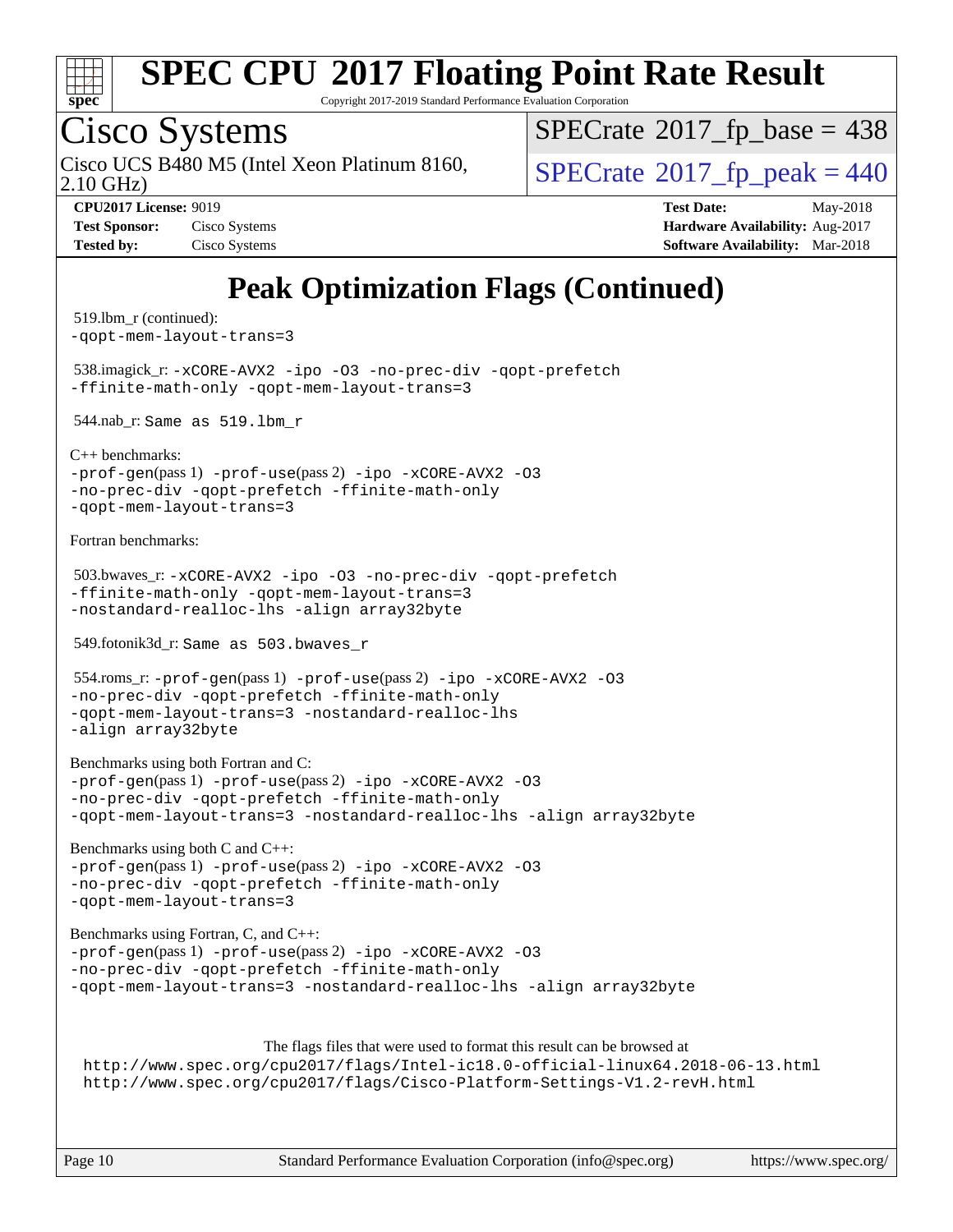# Peak Optimization Flags (Continued)

519.lbm_r (continued):
-qopt-mem-layout-trans=3

538.imagick_r: -xCORE-AVX2 -ipo -O3 -no-prec-div -qopt-prefetch -ffinite-math-only -qopt-mem-layout-trans=3

544.nab_r: Same as 519.lbm_r

C++ benchmarks:
-prof-gen(pass 1) -prof-use(pass 2) -ipo -xCORE-AVX2 -O3 -no-prec-div -qopt-prefetch -ffinite-math-only -qopt-mem-layout-trans=3

Fortran benchmarks:

503.bwaves_r: -xCORE-AVX2 -ipo -O3 -no-prec-div -qopt-prefetch -ffinite-math-only -qopt-mem-layout-trans=3 -nostandard-realloc-lhs -align array32byte

549.fotonik3d_r: Same as 503.bwaves_r

554.roms_r: -prof-gen(pass 1) -prof-use(pass 2) -ipo -xCORE-AVX2 -O3 -no-prec-div -qopt-prefetch -ffinite-math-only -qopt-mem-layout-trans=3 -nostandard-realloc-lhs -align array32byte

Benchmarks using both Fortran and C:
-prof-gen(pass 1) -prof-use(pass 2) -ipo -xCORE-AVX2 -O3 -no-prec-div -qopt-prefetch -ffinite-math-only -qopt-mem-layout-trans=3 -nostandard-realloc-lhs -align array32byte

Benchmarks using both C and C++:
-prof-gen(pass 1) -prof-use(pass 2) -ipo -xCORE-AVX2 -O3 -no-prec-div -qopt-prefetch -ffinite-math-only -qopt-mem-layout-trans=3

Benchmarks using Fortran, C, and C++:
-prof-gen(pass 1) -prof-use(pass 2) -ipo -xCORE-AVX2 -O3 -no-prec-div -qopt-prefetch -ffinite-math-only -qopt-mem-layout-trans=3 -nostandard-realloc-lhs -align array32byte

The flags files that were used to format this result can be browsed at
http://www.spec.org/cpu2017/flags/Intel-ic18.0-official-linux64.2018-06-13.html
http://www.spec.org/cpu2017/flags/Cisco-Platform-Settings-V1.2-revH.html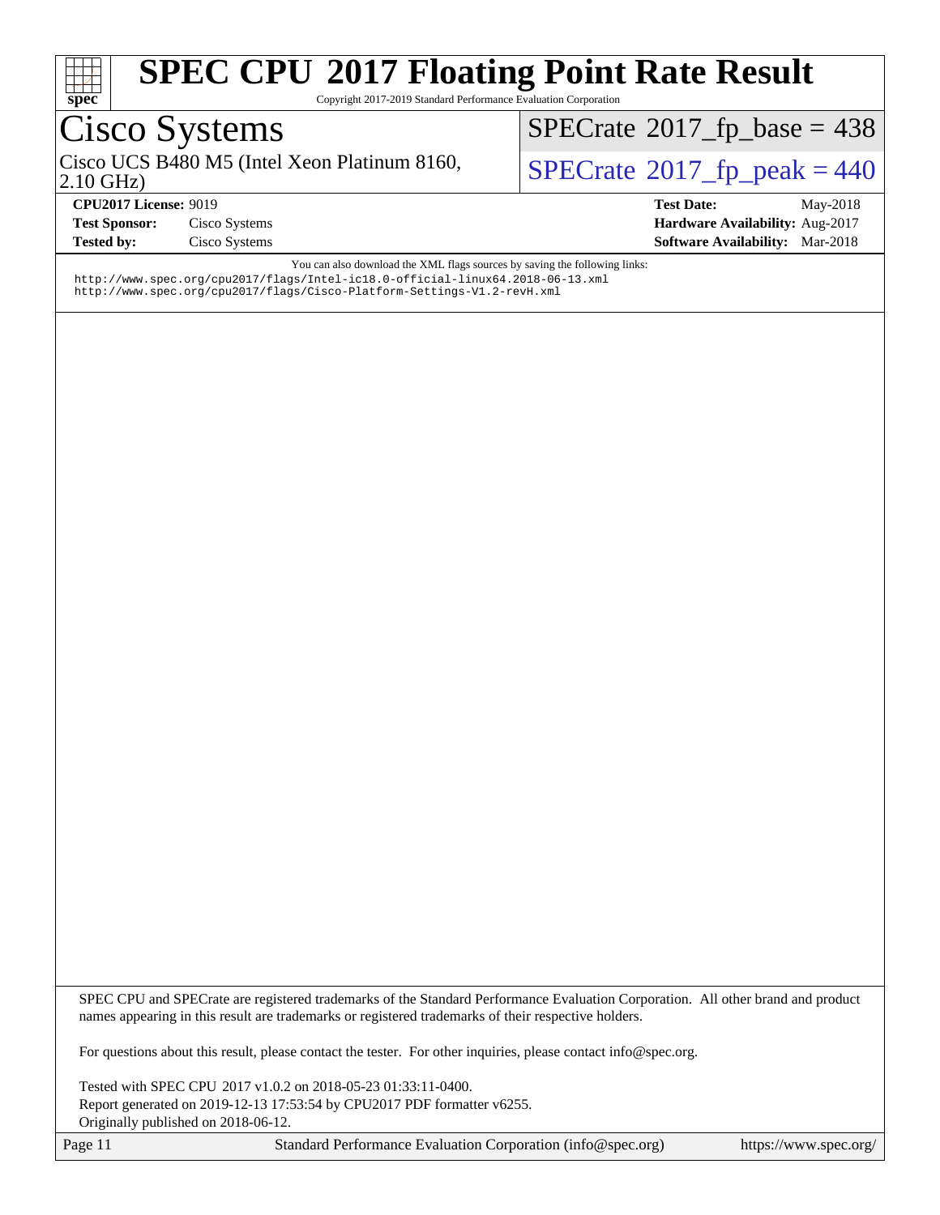You can also download the XML flags sources by saving the following links:

http://www.spec.org/cpu2017/flags/Intel-ic18.0-official-linux64.2018-06-13.xml
http://www.spec.org/cpu2017/flags/Cisco-Platform-Settings-V1.2-revH.xml

SPEC CPU and SPECrate are registered trademarks of the Standard Performance Evaluation Corporation. All other brand and product names appearing in this result are trademarks or registered trademarks of their respective holders.

For questions about this result, please contact the tester. For other inquiries, please contact info@spec.org.

Tested with SPEC CPU 2017 v1.0.2 on 2018-05-23 01:33:11-0400.
Report generated on 2019-12-13 17:53:54 by CPU2017 PDF formatter v6255.
Originally published on 2018-06-12.